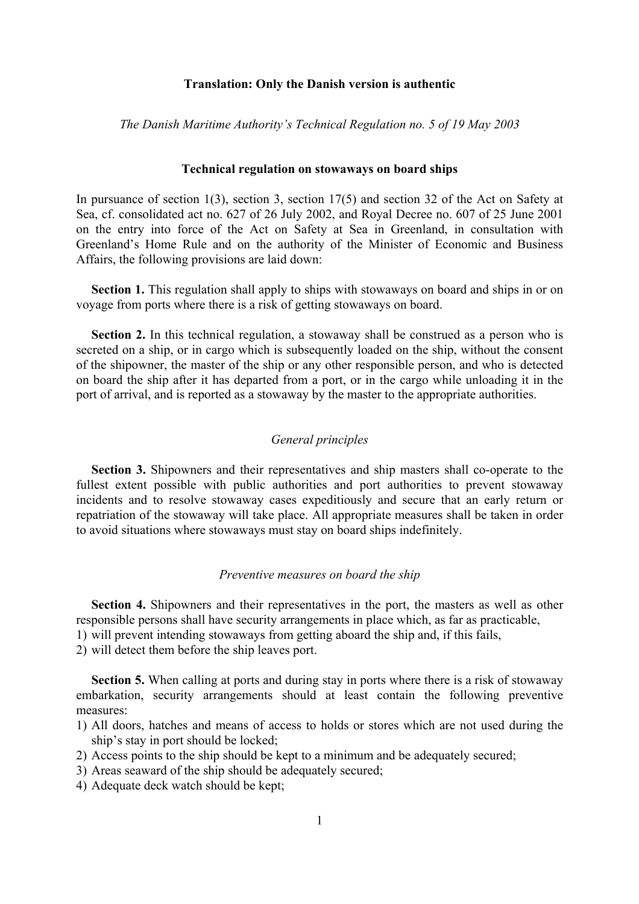**Translation: Only the Danish version is authentic**

*The Danish Maritime Authority's Technical Regulation no. 5 of 19 May 2003*

# Technical regulation on stowaways on board ships

In pursuance of section 1(3), section 3, section 17(5) and section 32 of the Act on Safety at Sea, cf. consolidated act no. 627 of 26 July 2002, and Royal Decree no. 607 of 25 June 2001 on the entry into force of the Act on Safety at Sea in Greenland, in consultation with Greenland's Home Rule and on the authority of the Minister of Economic and Business Affairs, the following provisions are laid down:

**Section 1.** This regulation shall apply to ships with stowaways on board and ships in or on voyage from ports where there is a risk of getting stowaways on board.

**Section 2.** In this technical regulation, a stowaway shall be construed as a person who is secreted on a ship, or in cargo which is subsequently loaded on the ship, without the consent of the shipowner, the master of the ship or any other responsible person, and who is detected on board the ship after it has departed from a port, or in the cargo while unloading it in the port of arrival, and is reported as a stowaway by the master to the appropriate authorities.

## *General principles*

**Section 3.** Shipowners and their representatives and ship masters shall co-operate to the fullest extent possible with public authorities and port authorities to prevent stowaway incidents and to resolve stowaway cases expeditiously and secure that an early return or repatriation of the stowaway will take place. All appropriate measures shall be taken in order to avoid situations where stowaways must stay on board ships indefinitely.

## *Preventive measures on board the ship*

**Section 4.** Shipowners and their representatives in the port, the masters as well as other responsible persons shall have security arrangements in place which, as far as practicable,

1) will prevent intending stowaways from getting aboard the ship and, if this fails,
2) will detect them before the ship leaves port.

**Section 5.** When calling at ports and during stay in ports where there is a risk of stowaway embarkation, security arrangements should at least contain the following preventive measures:

1) All doors, hatches and means of access to holds or stores which are not used during the ship's stay in port should be locked;
2) Access points to the ship should be kept to a minimum and be adequately secured;
3) Areas seaward of the ship should be adequately secured;
4) Adequate deck watch should be kept;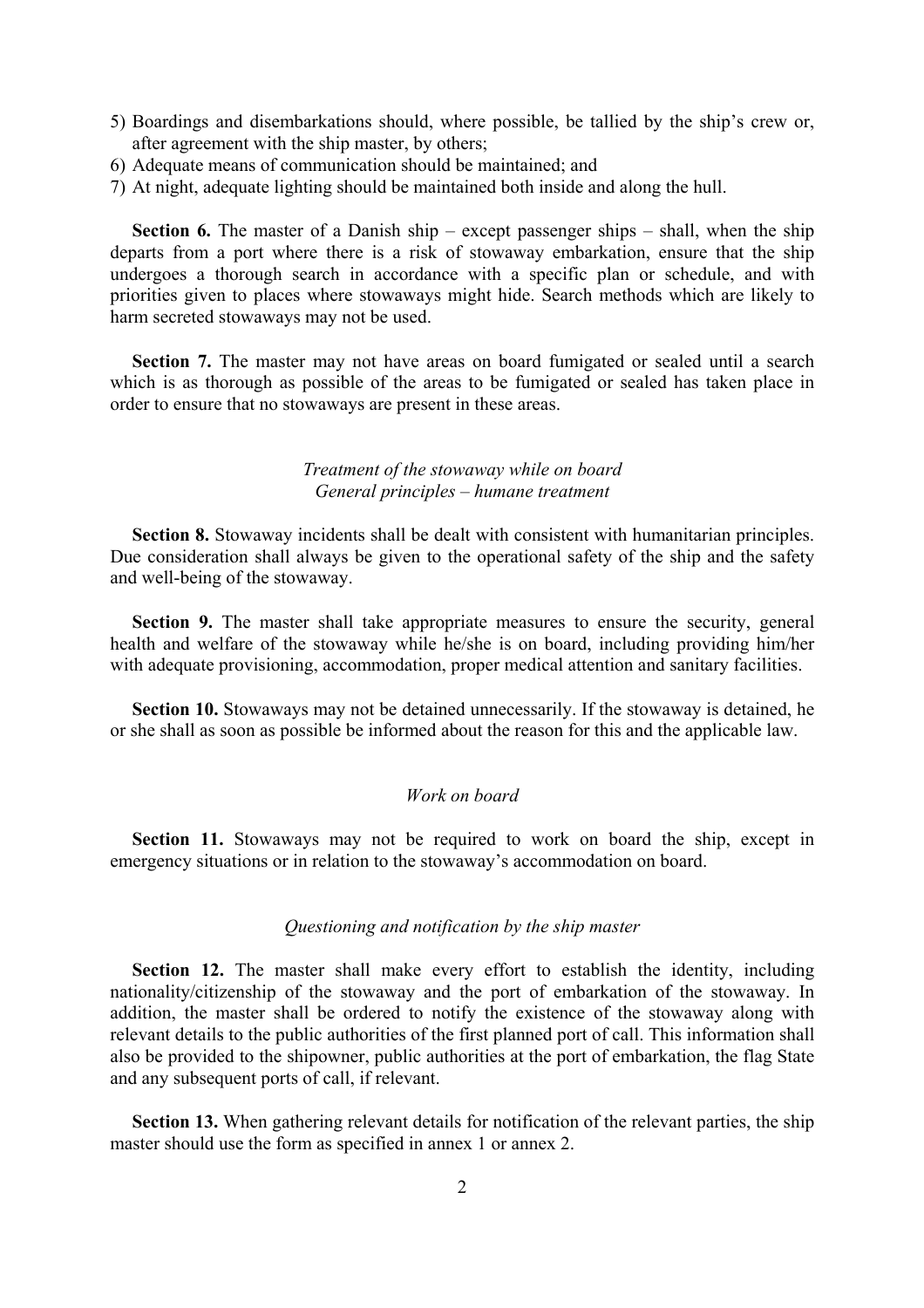5) Boardings and disembarkations should, where possible, be tallied by the ship's crew or, after agreement with the ship master, by others;
6) Adequate means of communication should be maintained; and
7) At night, adequate lighting should be maintained both inside and along the hull.

**Section 6.** The master of a Danish ship – except passenger ships – shall, when the ship departs from a port where there is a risk of stowaway embarkation, ensure that the ship undergoes a thorough search in accordance with a specific plan or schedule, and with priorities given to places where stowaways might hide. Search methods which are likely to harm secreted stowaways may not be used.

**Section 7.** The master may not have areas on board fumigated or sealed until a search which is as thorough as possible of the areas to be fumigated or sealed has taken place in order to ensure that no stowaways are present in these areas.

*Treatment of the stowaway while on board*
*General principles – humane treatment*

**Section 8.** Stowaway incidents shall be dealt with consistent with humanitarian principles. Due consideration shall always be given to the operational safety of the ship and the safety and well-being of the stowaway.

**Section 9.** The master shall take appropriate measures to ensure the security, general health and welfare of the stowaway while he/she is on board, including providing him/her with adequate provisioning, accommodation, proper medical attention and sanitary facilities.

**Section 10.** Stowaways may not be detained unnecessarily. If the stowaway is detained, he or she shall as soon as possible be informed about the reason for this and the applicable law.

*Work on board*

**Section 11.** Stowaways may not be required to work on board the ship, except in emergency situations or in relation to the stowaway's accommodation on board.

*Questioning and notification by the ship master*

**Section 12.** The master shall make every effort to establish the identity, including nationality/citizenship of the stowaway and the port of embarkation of the stowaway. In addition, the master shall be ordered to notify the existence of the stowaway along with relevant details to the public authorities of the first planned port of call. This information shall also be provided to the shipowner, public authorities at the port of embarkation, the flag State and any subsequent ports of call, if relevant.

**Section 13.** When gathering relevant details for notification of the relevant parties, the ship master should use the form as specified in annex 1 or annex 2.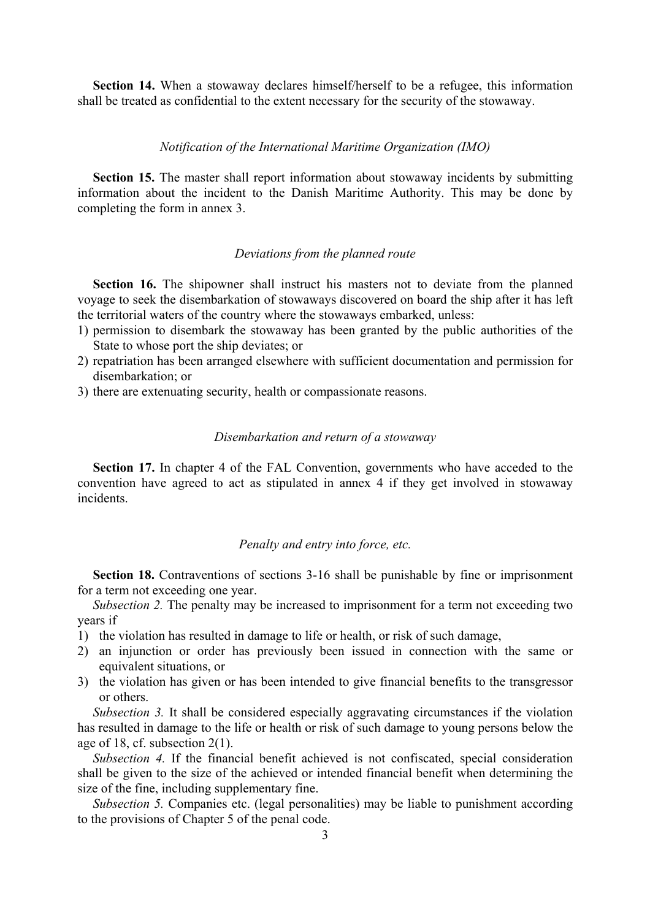**Section 14.** When a stowaway declares himself/herself to be a refugee, this information shall be treated as confidential to the extent necessary for the security of the stowaway.

*Notification of the International Maritime Organization (IMO)*

**Section 15.** The master shall report information about stowaway incidents by submitting information about the incident to the Danish Maritime Authority. This may be done by completing the form in annex 3.

*Deviations from the planned route*

**Section 16.** The shipowner shall instruct his masters not to deviate from the planned voyage to seek the disembarkation of stowaways discovered on board the ship after it has left the territorial waters of the country where the stowaways embarked, unless:

1) permission to disembark the stowaway has been granted by the public authorities of the State to whose port the ship deviates; or
2) repatriation has been arranged elsewhere with sufficient documentation and permission for disembarkation; or
3) there are extenuating security, health or compassionate reasons.

*Disembarkation and return of a stowaway*

**Section 17.** In chapter 4 of the FAL Convention, governments who have acceded to the convention have agreed to act as stipulated in annex 4 if they get involved in stowaway incidents.

*Penalty and entry into force, etc.*

**Section 18.** Contraventions of sections 3-16 shall be punishable by fine or imprisonment for a term not exceeding one year.

*Subsection 2.* The penalty may be increased to imprisonment for a term not exceeding two years if

1) the violation has resulted in damage to life or health, or risk of such damage,
2) an injunction or order has previously been issued in connection with the same or equivalent situations, or
3) the violation has given or has been intended to give financial benefits to the transgressor or others.

*Subsection 3.* It shall be considered especially aggravating circumstances if the violation has resulted in damage to the life or health or risk of such damage to young persons below the age of 18, cf. subsection 2(1).

*Subsection 4.* If the financial benefit achieved is not confiscated, special consideration shall be given to the size of the achieved or intended financial benefit when determining the size of the fine, including supplementary fine.

*Subsection 5.* Companies etc. (legal personalities) may be liable to punishment according to the provisions of Chapter 5 of the penal code.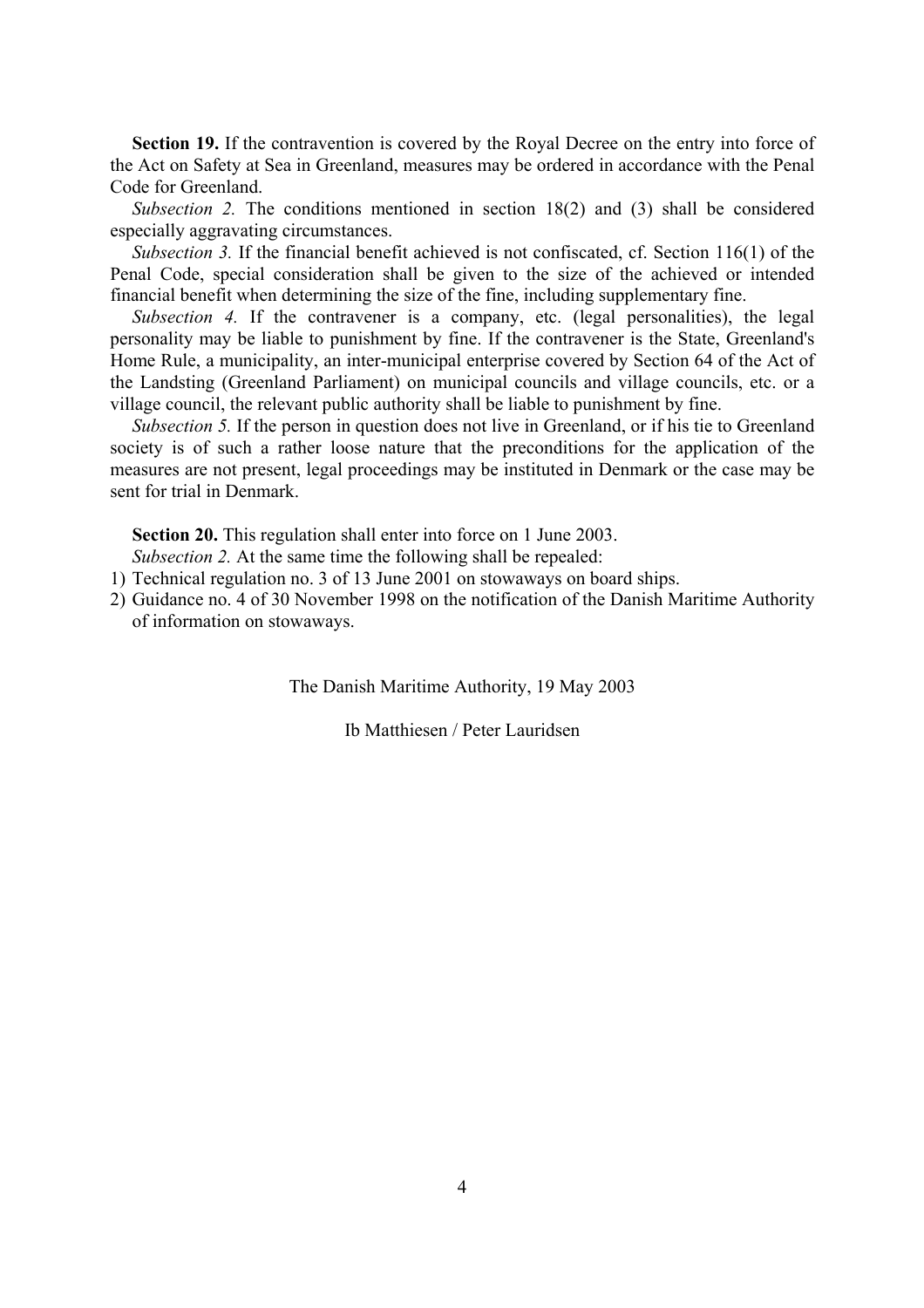**Section 19.** If the contravention is covered by the Royal Decree on the entry into force of the Act on Safety at Sea in Greenland, measures may be ordered in accordance with the Penal Code for Greenland.

*Subsection 2.* The conditions mentioned in section 18(2) and (3) shall be considered especially aggravating circumstances.

*Subsection 3.* If the financial benefit achieved is not confiscated, cf. Section 116(1) of the Penal Code, special consideration shall be given to the size of the achieved or intended financial benefit when determining the size of the fine, including supplementary fine.

*Subsection 4.* If the contravener is a company, etc. (legal personalities), the legal personality may be liable to punishment by fine. If the contravener is the State, Greenland's Home Rule, a municipality, an inter-municipal enterprise covered by Section 64 of the Act of the Landsting (Greenland Parliament) on municipal councils and village councils, etc. or a village council, the relevant public authority shall be liable to punishment by fine.

*Subsection 5.* If the person in question does not live in Greenland, or if his tie to Greenland society is of such a rather loose nature that the preconditions for the application of the measures are not present, legal proceedings may be instituted in Denmark or the case may be sent for trial in Denmark.

**Section 20.** This regulation shall enter into force on 1 June 2003.

*Subsection 2.* At the same time the following shall be repealed:

1) Technical regulation no. 3 of 13 June 2001 on stowaways on board ships.
2) Guidance no. 4 of 30 November 1998 on the notification of the Danish Maritime Authority of information on stowaways.

The Danish Maritime Authority, 19 May 2003

Ib Matthiesen / Peter Lauridsen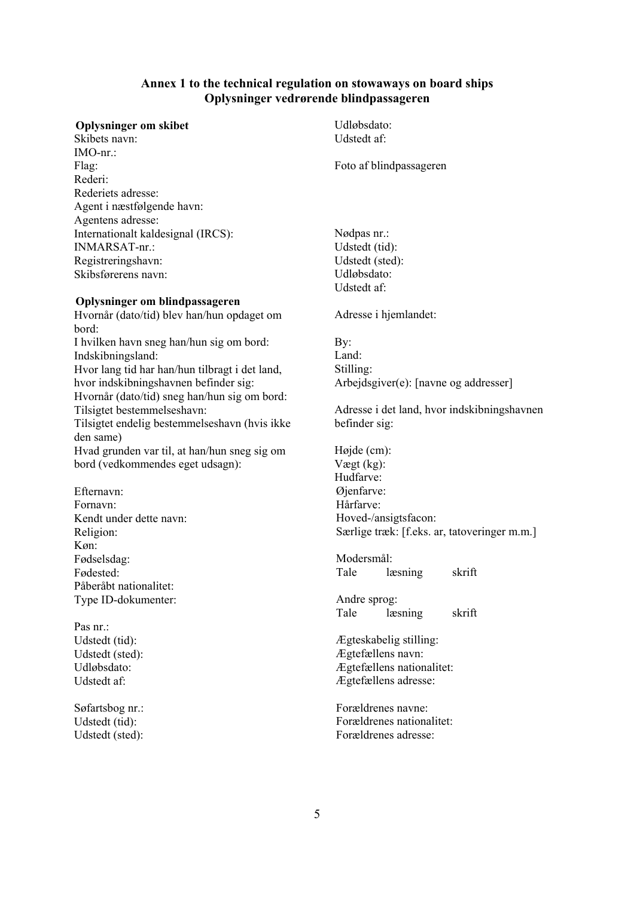**Annex 1 to the technical regulation on stowaways on board ships**
**Oplysninger vedrørende blindpassageren**

**Oplysninger om skibet**
Skibets navn:
IMO-nr.:
Flag:
Rederi:
Rederiets adresse:
Agent i næstfølgende havn:
Agentens adresse:
Internationalt kaldesignal (IRCS):
INMARSAT-nr.:
Registreringshavn:
Skibsførerens navn:

**Oplysninger om blindpassageren**
Hvornår (dato/tid) blev han/hun opdaget om bord:
I hvilken havn sneg han/hun sig om bord:
Indskibningsland:
Hvor lang tid har han/hun tilbragt i det land, hvor indskibningshavnen befinder sig:
Hvornår (dato/tid) sneg han/hun sig om bord:
Tilsigtet bestemmelseshavn:
Tilsigtet endelig bestemmelseshavn (hvis ikke den same)
Hvad grunden var til, at han/hun sneg sig om bord (vedkommendes eget udsagn):

Efternavn:
Fornavn:
Kendt under dette navn:
Religion:
Køn:
Fødselsdag:
Fødested:
Påberåbt nationalitet:
Type ID-dokumenter:

Pas nr.:
Udstedt (tid):
Udstedt (sted):
Udløbsdato:
Udstedt af:

Søfartsbog nr.:
Udstedt (tid):
Udstedt (sted):
Udløbsdato:
Udstedt af:

Foto af blindpassageren

Nødpas nr.:
Udstedt (tid):
Udstedt (sted):
Udløbsdato:
Udstedt af:

Adresse i hjemlandet:

By:
Land:
Stilling:
Arbejdsgiver(e): [navne og addresser]

Adresse i det land, hvor indskibningshavnen befinder sig:

Højde (cm):
Vægt (kg):
Hudfarve:
Øjenfarve:
Hårfarve:
Hoved-/ansigtsfacon:
Særlige træk: [f.eks. ar, tatoveringer m.m.]

Modersmål:
Tale lasning skrift

Andre sprog:
Tale læsning skrift

Ægteskabelig stilling:
Ægtefællens navn:
Ægtefællens nationalitet:
Ægtefællens adresse:

Forældrenes navne:
Forældrenes nationalitet:
Forældrenes adresse: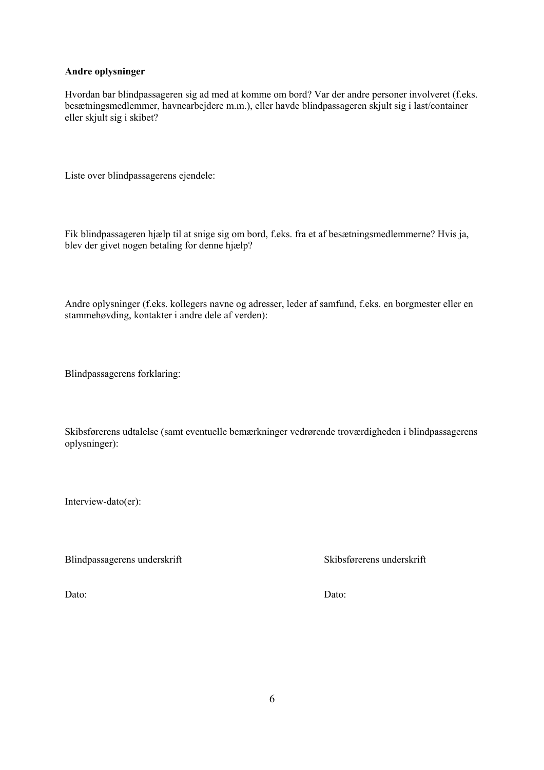**Andre oplysninger**

Hvordan bar blindpassageren sig ad med at komme om bord? Var der andre personer involveret (f.eks. besætningsmedlemmer, havnearbejdere m.m.), eller havde blindpassageren skjult sig i last/container eller skjult sig i skibet?

Liste over blindpassagerens ejendele:

Fik blindpassageren hjælp til at snige sig om bord, f.eks. fra et af besætningsmedlemmerne? Hvis ja, blev der givet nogen betaling for denne hjælp?

Andre oplysninger (f.eks. kollegers navne og adresser, leder af samfund, f.eks. en borgmester eller en stammehøvding, kontakter i andre dele af verden):

Blindpassagerens forklaring:

Skibsførerens udtalelse (samt eventuelle bemærkninger vedrørende troværdigheden i blindpassagerens oplysninger):

Interview-dato(er):

Blindpassagerens underskrift

Dato:

Skibsførerens underskrift

Dato: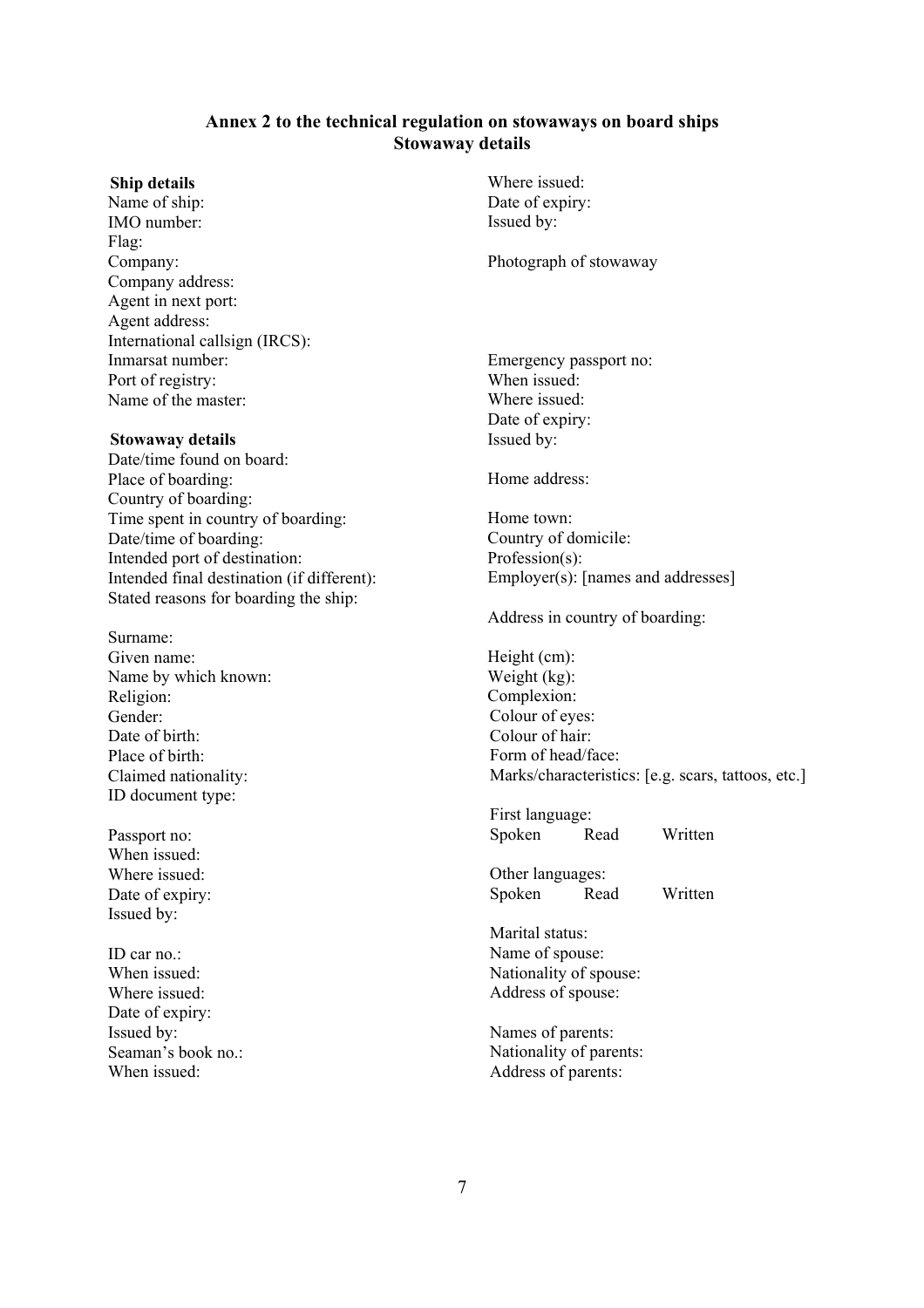## Annex 2 to the technical regulation on stowaways on board ships
## Stowaway details

**Ship details**

Name of ship:
IMO number:
Flag:
Company:
Company address:
Agent in next port:
Agent address:
International callsign (IRCS):
Inmarsat number:
Port of registry:
Name of the master:

**Stowaway details**

Date/time found on board:
Place of boarding:
Country of boarding:
Time spent in country of boarding:
Date/time of boarding:
Intended port of destination:
Intended final destination (if different):
Stated reasons for boarding the ship:

Surname:
Given name:
Name by which known:
Religion:
Gender:
Date of birth:
Place of birth:
Claimed nationality:
ID document type:

Passport no:
When issued:
Where issued:
Date of expiry:
Issued by:

ID car no.:
When issued:
Where issued:
Date of expiry:
Issued by:
Seaman's book no.:
When issued:
Where issued:
Date of expiry:
Issued by:

Photograph of stowaway

Emergency passport no:
When issued:
Where issued:
Date of expiry:
Issued by:

Home address:

Home town:
Country of domicile:
Profession(s):
Employer(s): [names and addresses]

Address in country of boarding:

Height (cm):
Weight (kg):
Complexion:
Colour of eyes:
Colour of hair:
Form of head/face:
Marks/characteristics: [e.g. scars, tattoos, etc.]

First language:
Spoken Read Written

Other languages:
Spoken Read Written

Marital status:
Name of spouse:
Nationality of spouse:
Address of spouse:

Names of parents:
Nationality of parents:
Address of parents: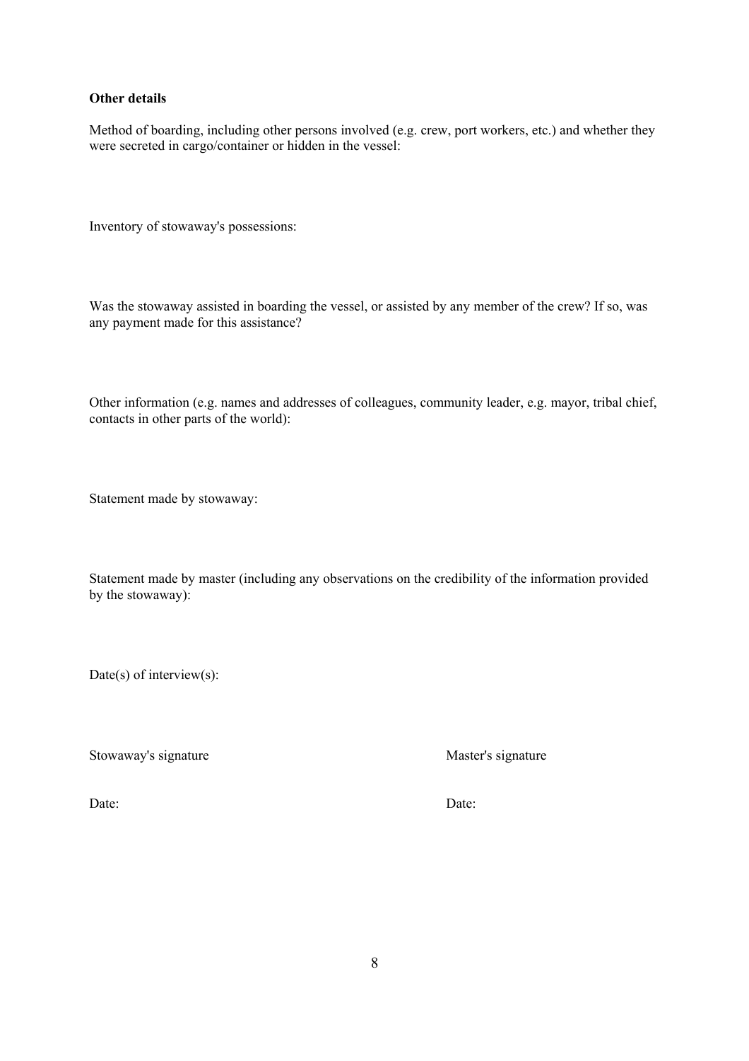**Other details**

Method of boarding, including other persons involved (e.g. crew, port workers, etc.) and whether they were secreted in cargo/container or hidden in the vessel:

Inventory of stowaway's possessions:

Was the stowaway assisted in boarding the vessel, or assisted by any member of the crew? If so, was any payment made for this assistance?

Other information (e.g. names and addresses of colleagues, community leader, e.g. mayor, tribal chief, contacts in other parts of the world):

Statement made by stowaway:

Statement made by master (including any observations on the credibility of the information provided by the stowaway):

Date(s) of interview(s):

Stowaway's signature

Date:

Master's signature

Date: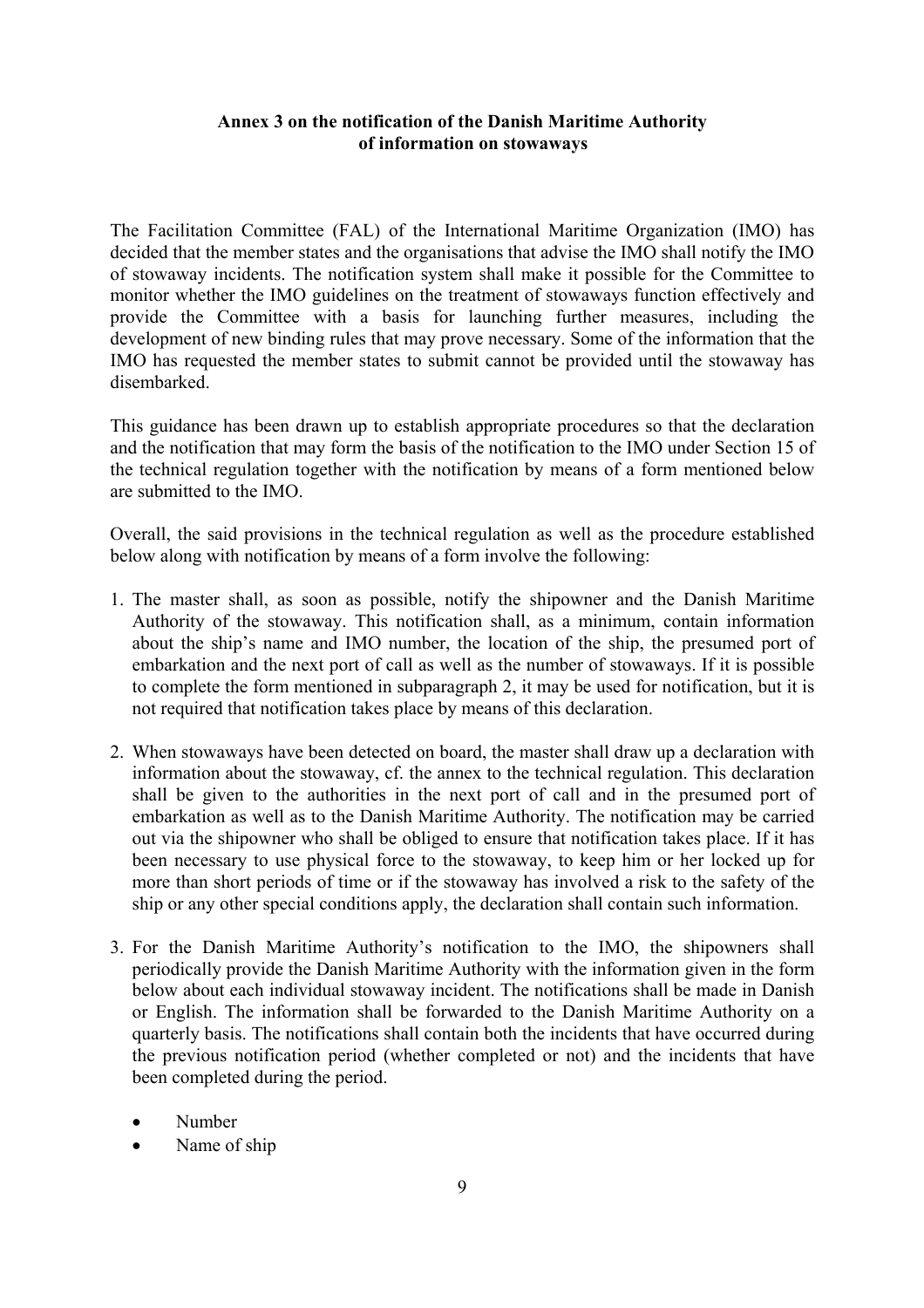**Annex 3 on the notification of the Danish Maritime Authority of information on stowaways**

The Facilitation Committee (FAL) of the International Maritime Organization (IMO) has decided that the member states and the organisations that advise the IMO shall notify the IMO of stowaway incidents. The notification system shall make it possible for the Committee to monitor whether the IMO guidelines on the treatment of stowaways function effectively and provide the Committee with a basis for launching further measures, including the development of new binding rules that may prove necessary. Some of the information that the IMO has requested the member states to submit cannot be provided until the stowaway has disembarked.

This guidance has been drawn up to establish appropriate procedures so that the declaration and the notification that may form the basis of the notification to the IMO under Section 15 of the technical regulation together with the notification by means of a form mentioned below are submitted to the IMO.

Overall, the said provisions in the technical regulation as well as the procedure established below along with notification by means of a form involve the following:

1. The master shall, as soon as possible, notify the shipowner and the Danish Maritime Authority of the stowaway. This notification shall, as a minimum, contain information about the ship's name and IMO number, the location of the ship, the presumed port of embarkation and the next port of call as well as the number of stowaways. If it is possible to complete the form mentioned in subparagraph 2, it may be used for notification, but it is not required that notification takes place by means of this declaration.

2. When stowaways have been detected on board, the master shall draw up a declaration with information about the stowaway, cf. the annex to the technical regulation. This declaration shall be given to the authorities in the next port of call and in the presumed port of embarkation as well as to the Danish Maritime Authority. The notification may be carried out via the shipowner who shall be obliged to ensure that notification takes place. If it has been necessary to use physical force to the stowaway, to keep him or her locked up for more than short periods of time or if the stowaway has involved a risk to the safety of the ship or any other special conditions apply, the declaration shall contain such information.

3. For the Danish Maritime Authority's notification to the IMO, the shipowners shall periodically provide the Danish Maritime Authority with the information given in the form below about each individual stowaway incident. The notifications shall be made in Danish or English. The information shall be forwarded to the Danish Maritime Authority on a quarterly basis. The notifications shall contain both the incidents that have occurred during the previous notification period (whether completed or not) and the incidents that have been completed during the period.

   - Number
   - Name of ship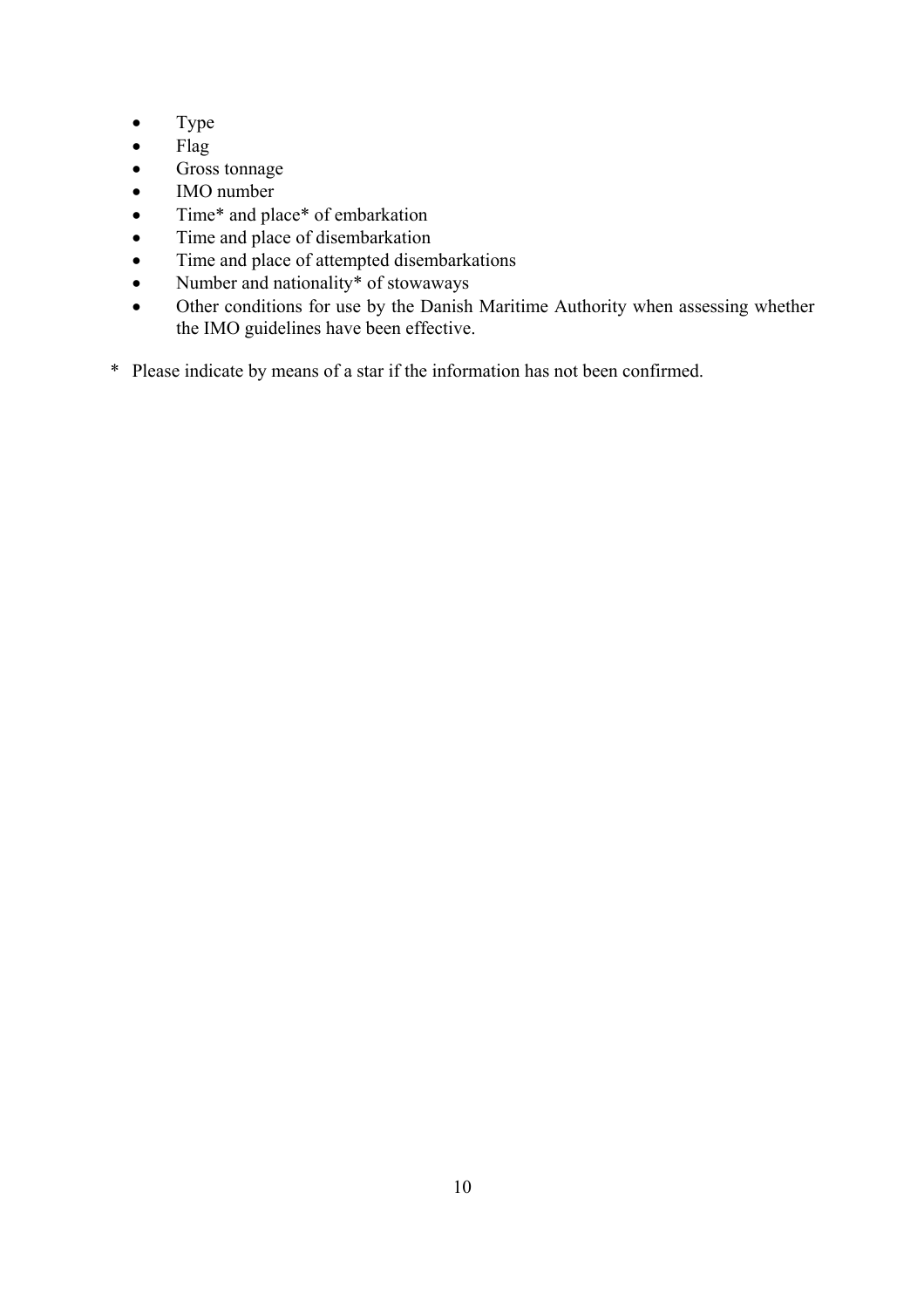- Type
- Flag
- Gross tonnage
- IMO number
- Time* and place* of embarkation
- Time and place of disembarkation
- Time and place of attempted disembarkations
- Number and nationality* of stowaways
- Other conditions for use by the Danish Maritime Authority when assessing whether the IMO guidelines have been effective.

\* Please indicate by means of a star if the information has not been confirmed.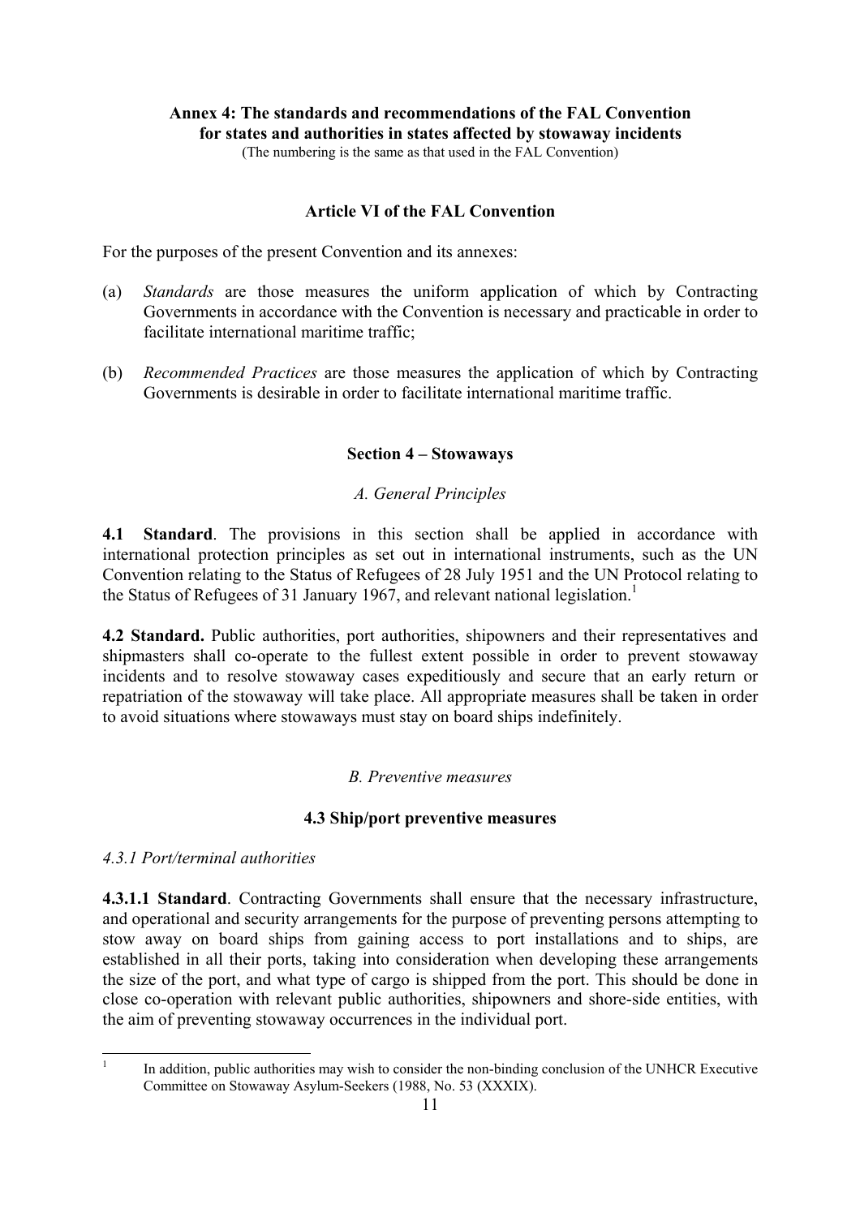**Annex 4: The standards and recommendations of the FAL Convention for states and authorities in states affected by stowaway incidents**

(The numbering is the same as that used in the FAL Convention)

**Article VI of the FAL Convention**

For the purposes of the present Convention and its annexes:

(a) *Standards* are those measures the uniform application of which by Contracting Governments in accordance with the Convention is necessary and practicable in order to facilitate international maritime traffic;

(b) *Recommended Practices* are those measures the application of which by Contracting Governments is desirable in order to facilitate international maritime traffic.

**Section 4 – Stowaways**

*A. General Principles*

**4.1 Standard**. The provisions in this section shall be applied in accordance with international protection principles as set out in international instruments, such as the UN Convention relating to the Status of Refugees of 28 July 1951 and the UN Protocol relating to the Status of Refugees of 31 January 1967, and relevant national legislation.[1]

**4.2 Standard.** Public authorities, port authorities, shipowners and their representatives and shipmasters shall co-operate to the fullest extent possible in order to prevent stowaway incidents and to resolve stowaway cases expeditiously and secure that an early return or repatriation of the stowaway will take place. All appropriate measures shall be taken in order to avoid situations where stowaways must stay on board ships indefinitely.

*B. Preventive measures*

**4.3 Ship/port preventive measures**

*4.3.1 Port/terminal authorities*

**4.3.1.1 Standard**. Contracting Governments shall ensure that the necessary infrastructure, and operational and security arrangements for the purpose of preventing persons attempting to stow away on board ships from gaining access to port installations and to ships, are established in all their ports, taking into consideration when developing these arrangements the size of the port, and what type of cargo is shipped from the port. This should be done in close co-operation with relevant public authorities, shipowners and shore-side entities, with the aim of preventing stowaway occurrences in the individual port.

[1] In addition, public authorities may wish to consider the non-binding conclusion of the UNHCR Executive Committee on Stowaway Asylum-Seekers (1988, No. 53 (XXXIX).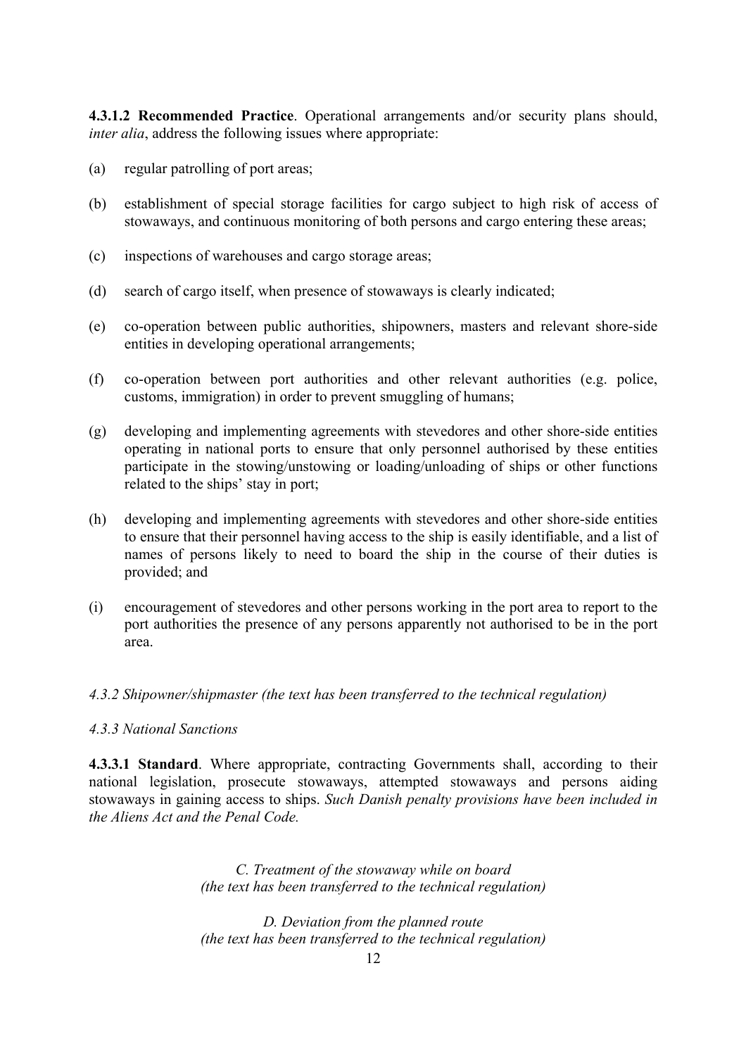**4.3.1.2 Recommended Practice**. Operational arrangements and/or security plans should, *inter alia*, address the following issues where appropriate:

(a) regular patrolling of port areas;

(b) establishment of special storage facilities for cargo subject to high risk of access of stowaways, and continuous monitoring of both persons and cargo entering these areas;

(c) inspections of warehouses and cargo storage areas;

(d) search of cargo itself, when presence of stowaways is clearly indicated;

(e) co-operation between public authorities, shipowners, masters and relevant shore-side entities in developing operational arrangements;

(f) co-operation between port authorities and other relevant authorities (e.g. police, customs, immigration) in order to prevent smuggling of humans;

(g) developing and implementing agreements with stevedores and other shore-side entities operating in national ports to ensure that only personnel authorised by these entities participate in the stowing/unstowing or loading/unloading of ships or other functions related to the ships' stay in port;

(h) developing and implementing agreements with stevedores and other shore-side entities to ensure that their personnel having access to the ship is easily identifiable, and a list of names of persons likely to need to board the ship in the course of their duties is provided; and

(i) encouragement of stevedores and other persons working in the port area to report to the port authorities the presence of any persons apparently not authorised to be in the port area.

*4.3.2 Shipowner/shipmaster (the text has been transferred to the technical regulation)*

*4.3.3 National Sanctions*

**4.3.3.1 Standard**. Where appropriate, contracting Governments shall, according to their national legislation, prosecute stowaways, attempted stowaways and persons aiding stowaways in gaining access to ships. *Such Danish penalty provisions have been included in the Aliens Act and the Penal Code.*

*C. Treatment of the stowaway while on board*
*(the text has been transferred to the technical regulation)*

*D. Deviation from the planned route*
*(the text has been transferred to the technical regulation)*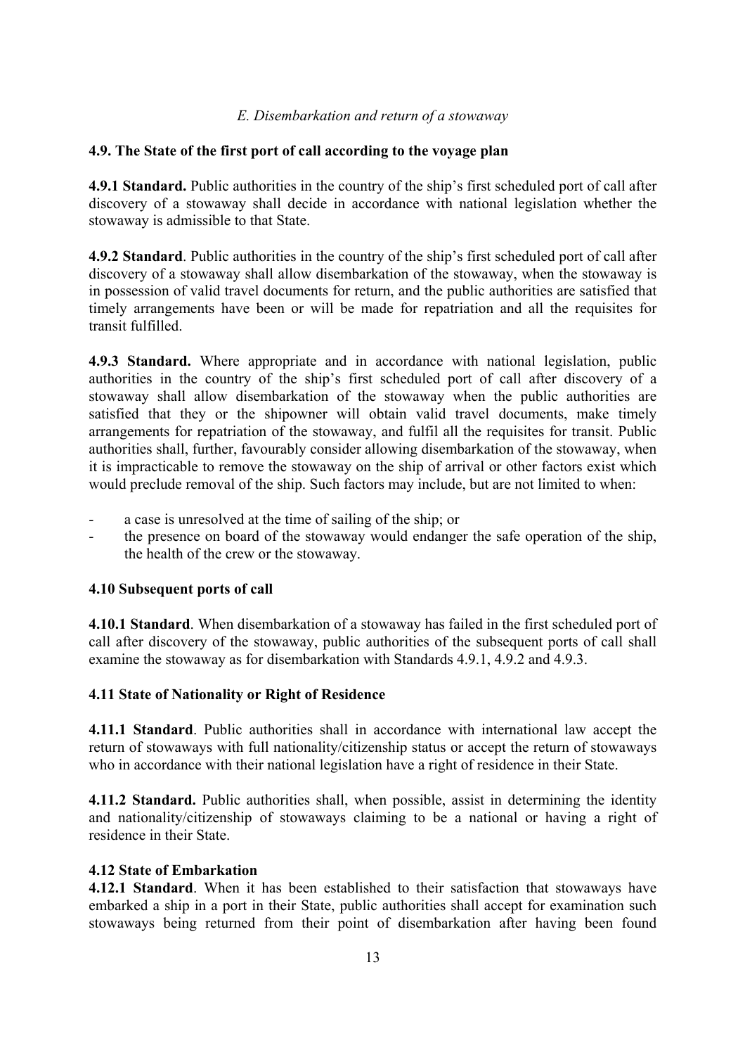*E. Disembarkation and return of a stowaway*

**4.9. The State of the first port of call according to the voyage plan**

**4.9.1 Standard.** Public authorities in the country of the ship's first scheduled port of call after discovery of a stowaway shall decide in accordance with national legislation whether the stowaway is admissible to that State.

**4.9.2 Standard**. Public authorities in the country of the ship's first scheduled port of call after discovery of a stowaway shall allow disembarkation of the stowaway, when the stowaway is in possession of valid travel documents for return, and the public authorities are satisfied that timely arrangements have been or will be made for repatriation and all the requisites for transit fulfilled.

**4.9.3 Standard.** Where appropriate and in accordance with national legislation, public authorities in the country of the ship's first scheduled port of call after discovery of a stowaway shall allow disembarkation of the stowaway when the public authorities are satisfied that they or the shipowner will obtain valid travel documents, make timely arrangements for repatriation of the stowaway, and fulfil all the requisites for transit. Public authorities shall, further, favourably consider allowing disembarkation of the stowaway, when it is impracticable to remove the stowaway on the ship of arrival or other factors exist which would preclude removal of the ship. Such factors may include, but are not limited to when:

- a case is unresolved at the time of sailing of the ship; or
- the presence on board of the stowaway would endanger the safe operation of the ship, the health of the crew or the stowaway.

**4.10 Subsequent ports of call**

**4.10.1 Standard**. When disembarkation of a stowaway has failed in the first scheduled port of call after discovery of the stowaway, public authorities of the subsequent ports of call shall examine the stowaway as for disembarkation with Standards 4.9.1, 4.9.2 and 4.9.3.

**4.11 State of Nationality or Right of Residence**

**4.11.1 Standard**. Public authorities shall in accordance with international law accept the return of stowaways with full nationality/citizenship status or accept the return of stowaways who in accordance with their national legislation have a right of residence in their State.

**4.11.2 Standard.** Public authorities shall, when possible, assist in determining the identity and nationality/citizenship of stowaways claiming to be a national or having a right of residence in their State.

**4.12 State of Embarkation**

**4.12.1 Standard**. When it has been established to their satisfaction that stowaways have embarked a ship in a port in their State, public authorities shall accept for examination such stowaways being returned from their point of disembarkation after having been found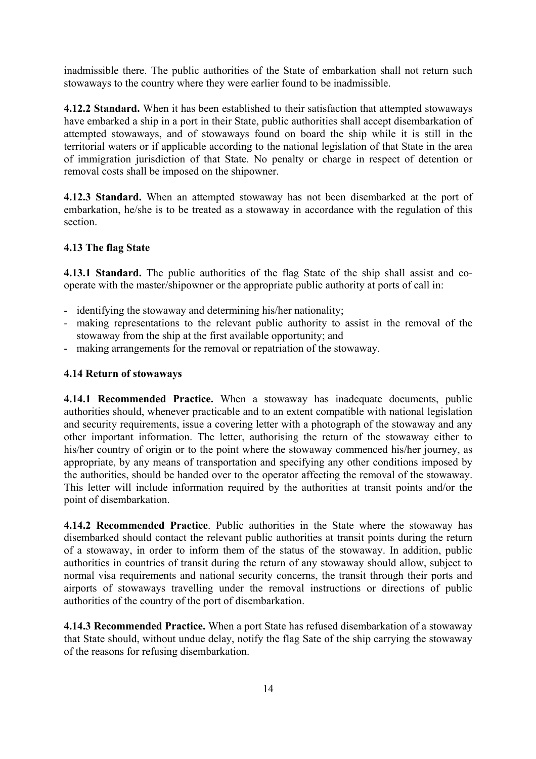inadmissible there. The public authorities of the State of embarkation shall not return such stowaways to the country where they were earlier found to be inadmissible.

**4.12.2 Standard.** When it has been established to their satisfaction that attempted stowaways have embarked a ship in a port in their State, public authorities shall accept disembarkation of attempted stowaways, and of stowaways found on board the ship while it is still in the territorial waters or if applicable according to the national legislation of that State in the area of immigration jurisdiction of that State. No penalty or charge in respect of detention or removal costs shall be imposed on the shipowner.

**4.12.3 Standard.** When an attempted stowaway has not been disembarked at the port of embarkation, he/she is to be treated as a stowaway in accordance with the regulation of this section.

### 4.13 The flag State

**4.13.1 Standard.** The public authorities of the flag State of the ship shall assist and co-operate with the master/shipowner or the appropriate public authority at ports of call in:

- identifying the stowaway and determining his/her nationality;
- making representations to the relevant public authority to assist in the removal of the stowaway from the ship at the first available opportunity; and
- making arrangements for the removal or repatriation of the stowaway.

### 4.14 Return of stowaways

**4.14.1 Recommended Practice.** When a stowaway has inadequate documents, public authorities should, whenever practicable and to an extent compatible with national legislation and security requirements, issue a covering letter with a photograph of the stowaway and any other important information. The letter, authorising the return of the stowaway either to his/her country of origin or to the point where the stowaway commenced his/her journey, as appropriate, by any means of transportation and specifying any other conditions imposed by the authorities, should be handed over to the operator affecting the removal of the stowaway. This letter will include information required by the authorities at transit points and/or the point of disembarkation.

**4.14.2 Recommended Practice**. Public authorities in the State where the stowaway has disembarked should contact the relevant public authorities at transit points during the return of a stowaway, in order to inform them of the status of the stowaway. In addition, public authorities in countries of transit during the return of any stowaway should allow, subject to normal visa requirements and national security concerns, the transit through their ports and airports of stowaways travelling under the removal instructions or directions of public authorities of the country of the port of disembarkation.

**4.14.3 Recommended Practice.** When a port State has refused disembarkation of a stowaway that State should, without undue delay, notify the flag Sate of the ship carrying the stowaway of the reasons for refusing disembarkation.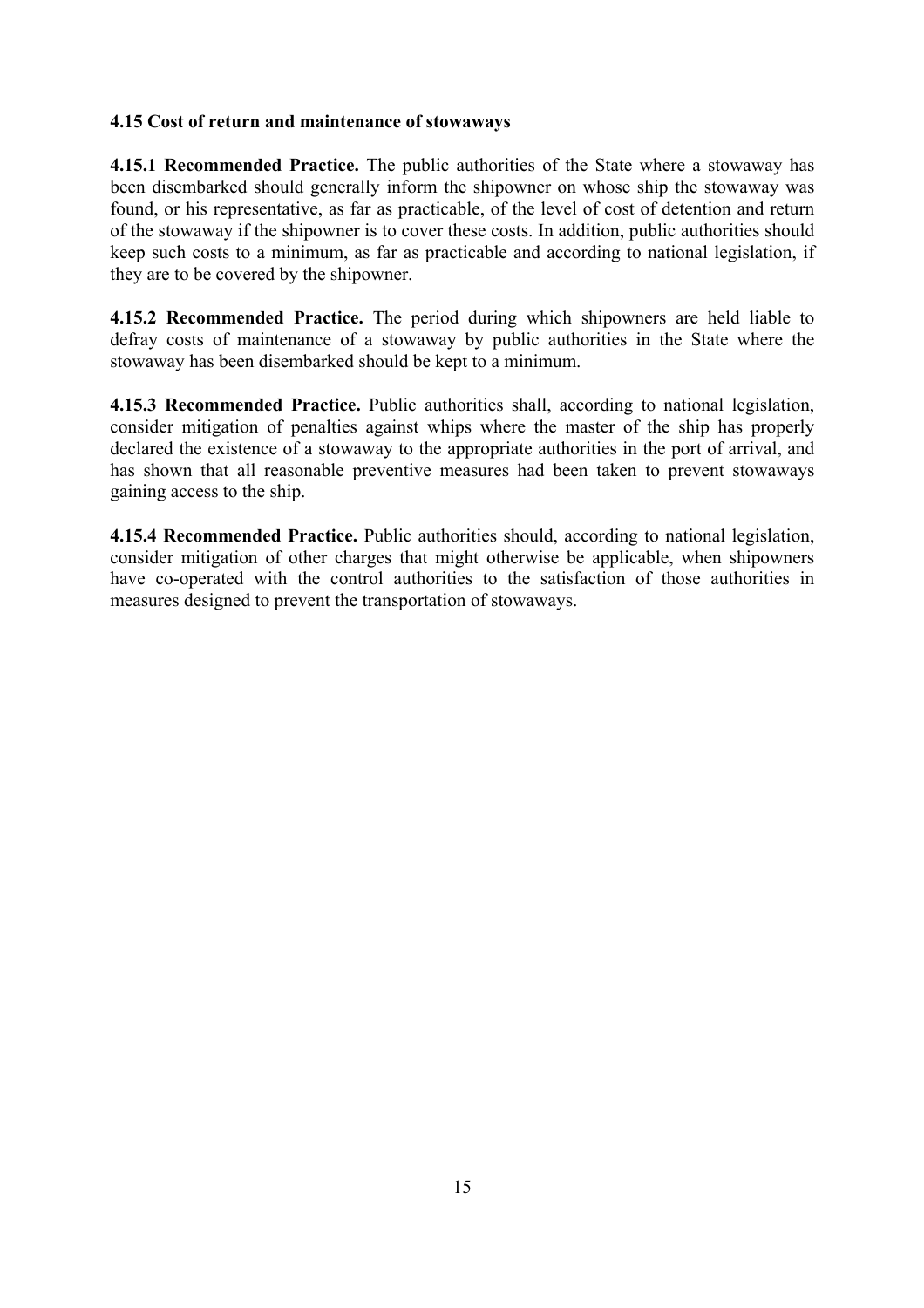### 4.15 Cost of return and maintenance of stowaways

**4.15.1 Recommended Practice.** The public authorities of the State where a stowaway has been disembarked should generally inform the shipowner on whose ship the stowaway was found, or his representative, as far as practicable, of the level of cost of detention and return of the stowaway if the shipowner is to cover these costs. In addition, public authorities should keep such costs to a minimum, as far as practicable and according to national legislation, if they are to be covered by the shipowner.

**4.15.2 Recommended Practice.** The period during which shipowners are held liable to defray costs of maintenance of a stowaway by public authorities in the State where the stowaway has been disembarked should be kept to a minimum.

**4.15.3 Recommended Practice.** Public authorities shall, according to national legislation, consider mitigation of penalties against whips where the master of the ship has properly declared the existence of a stowaway to the appropriate authorities in the port of arrival, and has shown that all reasonable preventive measures had been taken to prevent stowaways gaining access to the ship.

**4.15.4 Recommended Practice.** Public authorities should, according to national legislation, consider mitigation of other charges that might otherwise be applicable, when shipowners have co-operated with the control authorities to the satisfaction of those authorities in measures designed to prevent the transportation of stowaways.